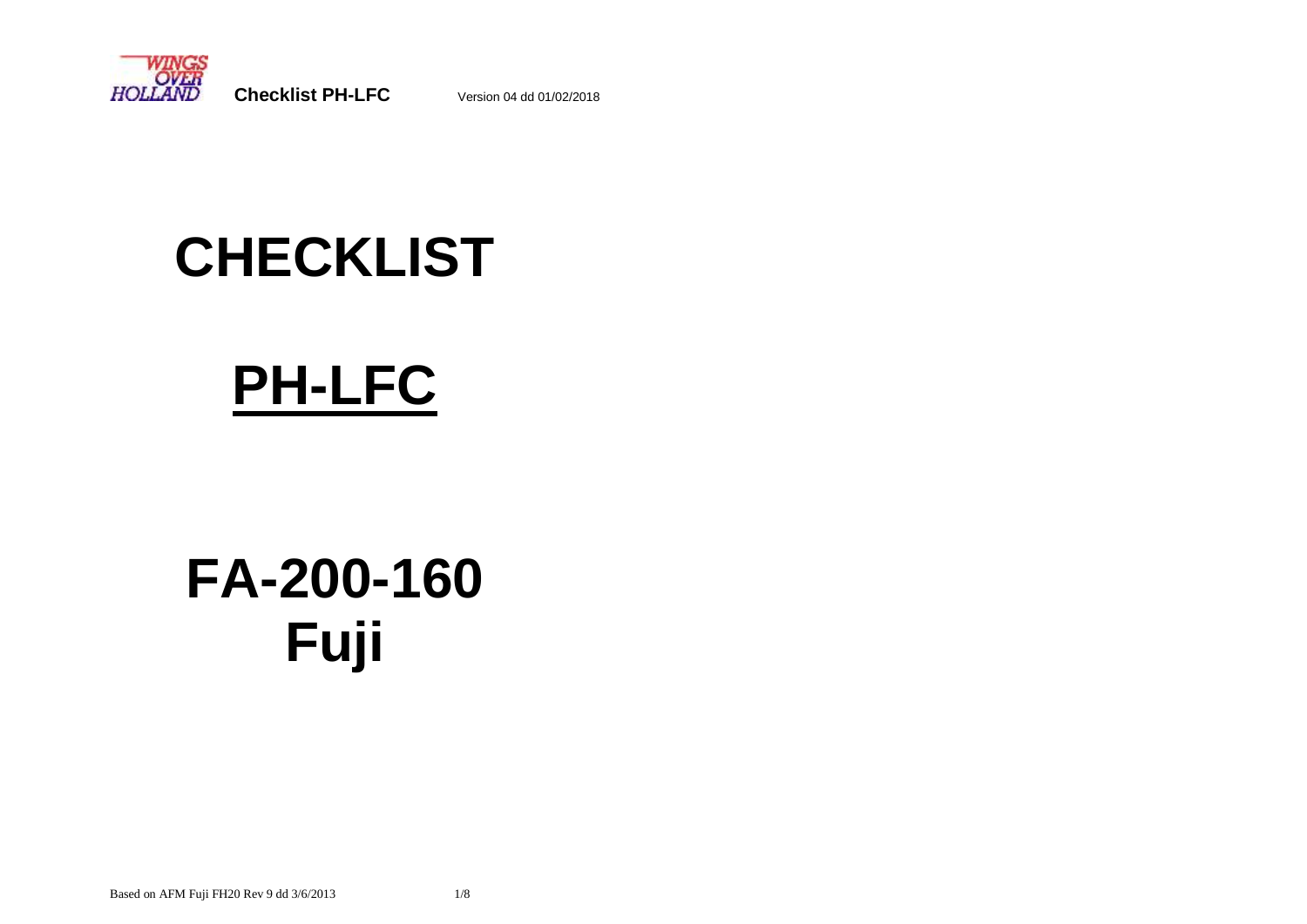# CHECKLIST

# PH-LFC

# FA-200-160
# Fuji

Based on AFM Fuji FH20 Rev 9 dd 3/6/2013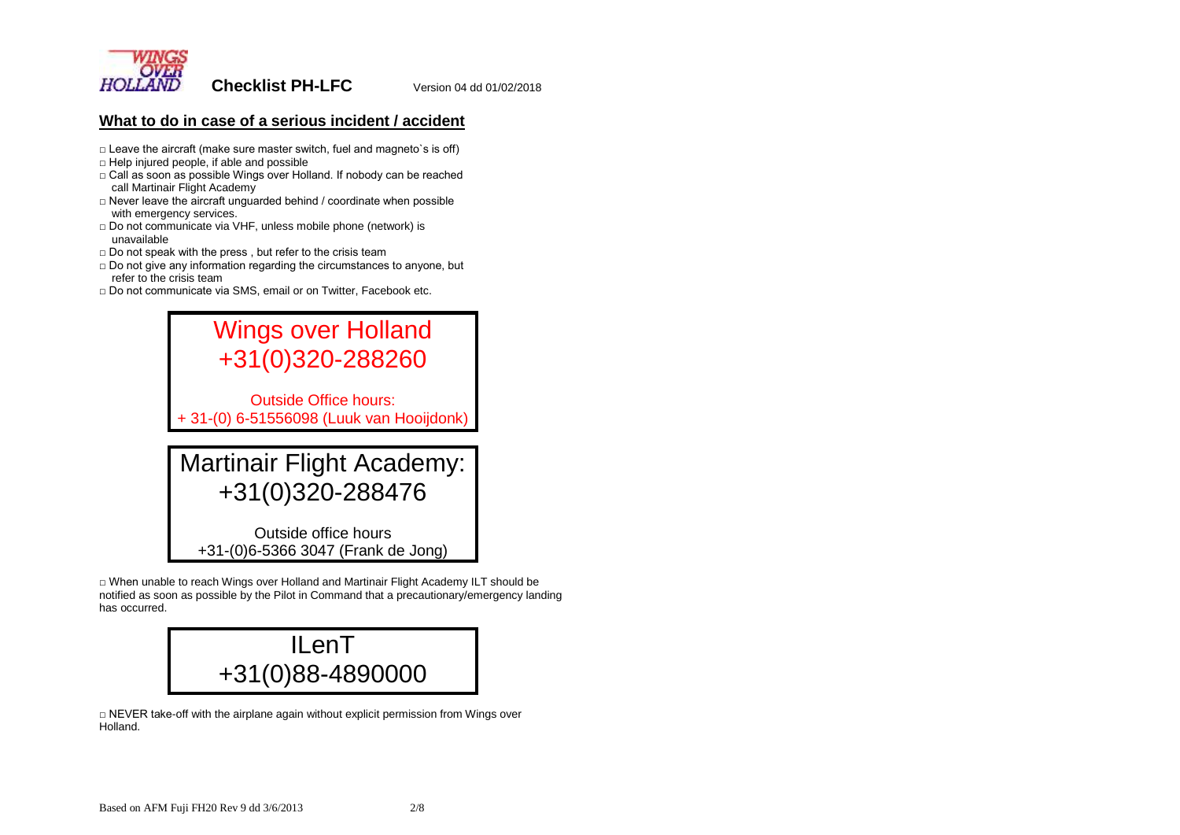# Checklist PH-LFC

Version 04 dd 01/02/2018

## What to do in case of a serious incident / accident

- □ Leave the aircraft (make sure master switch, fuel and magneto`s is off)
- □ Help injured people, if able and possible
- □ Call as soon as possible Wings over Holland. If nobody can be reached call Martinair Flight Academy
- □ Never leave the aircraft unguarded behind / coordinate when possible with emergency services.
- □ Do not communicate via VHF, unless mobile phone (network) is unavailable
- □ Do not speak with the press , but refer to the crisis team
- □ Do not give any information regarding the circumstances to anyone, but refer to the crisis team
- □ Do not communicate via SMS, email or on Twitter, Facebook etc.

**Wings over Holland**
**+31(0)320-288260**

Outside Office hours:
+ 31-(0) 6-51556098 (Luuk van Hooijdonk)

**Martinair Flight Academy:**
**+31(0)320-288476**

Outside office hours
+31-(0)6-5366 3047 (Frank de Jong)

□ When unable to reach Wings over Holland and Martinair Flight Academy ILT should be notified as soon as possible by the Pilot in Command that a precautionary/emergency landing has occurred.

**ILenT**
**+31(0)88-4890000**

□ NEVER take-off with the airplane again without explicit permission from Wings over Holland.

Based on AFM Fuji FH20 Rev 9 dd 3/6/2013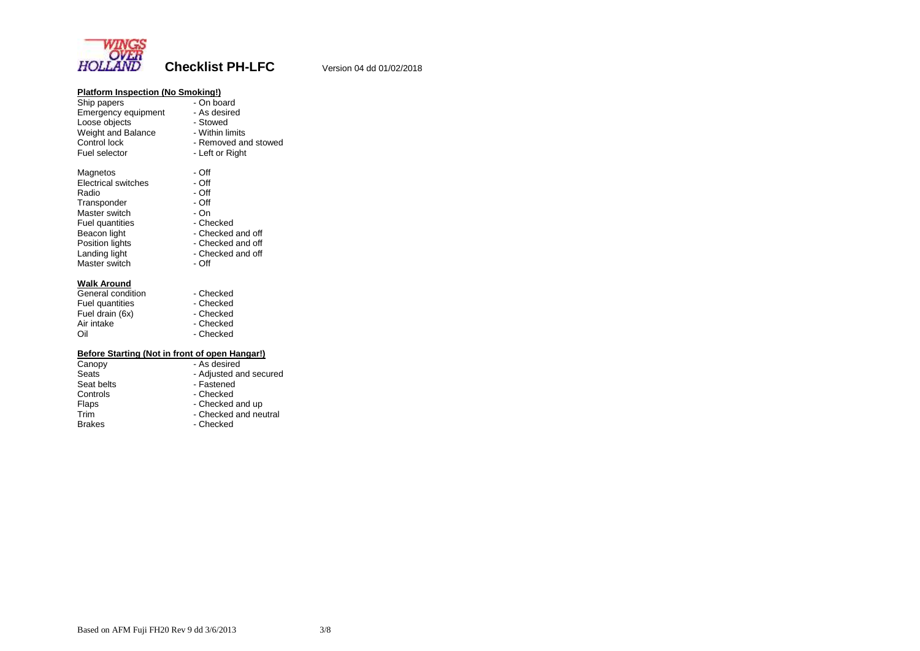# Checklist PH-LFC

Version 04 dd 01/02/2018

**Platform Inspection (No Smoking!)**

| | |
|---|---|
| Ship papers | - On board |
| Emergency equipment | - As desired |
| Loose objects | - Stowed |
| Weight and Balance | - Within limits |
| Control lock | - Removed and stowed |
| Fuel selector | - Left or Right |
| | |
| Magnetos | - Off |
| Electrical switches | - Off |
| Radio | - Off |
| Transponder | - Off |
| Master switch | - On |
| Fuel quantities | - Checked |
| Beacon light | - Checked and off |
| Position lights | - Checked and off |
| Landing light | - Checked and off |
| Master switch | - Off |

**Walk Around**

| | |
|---|---|
| General condition | - Checked |
| Fuel quantities | - Checked |
| Fuel drain (6x) | - Checked |
| Air intake | - Checked |
| Oil | - Checked |

**Before Starting (Not in front of open Hangar!)**

| | |
|---|---|
| Canopy | - As desired |
| Seats | - Adjusted and secured |
| Seat belts | - Fastened |
| Controls | - Checked |
| Flaps | - Checked and up |
| Trim | - Checked and neutral |
| Brakes | - Checked |

Based on AFM Fuji FH20 Rev 9 dd 3/6/2013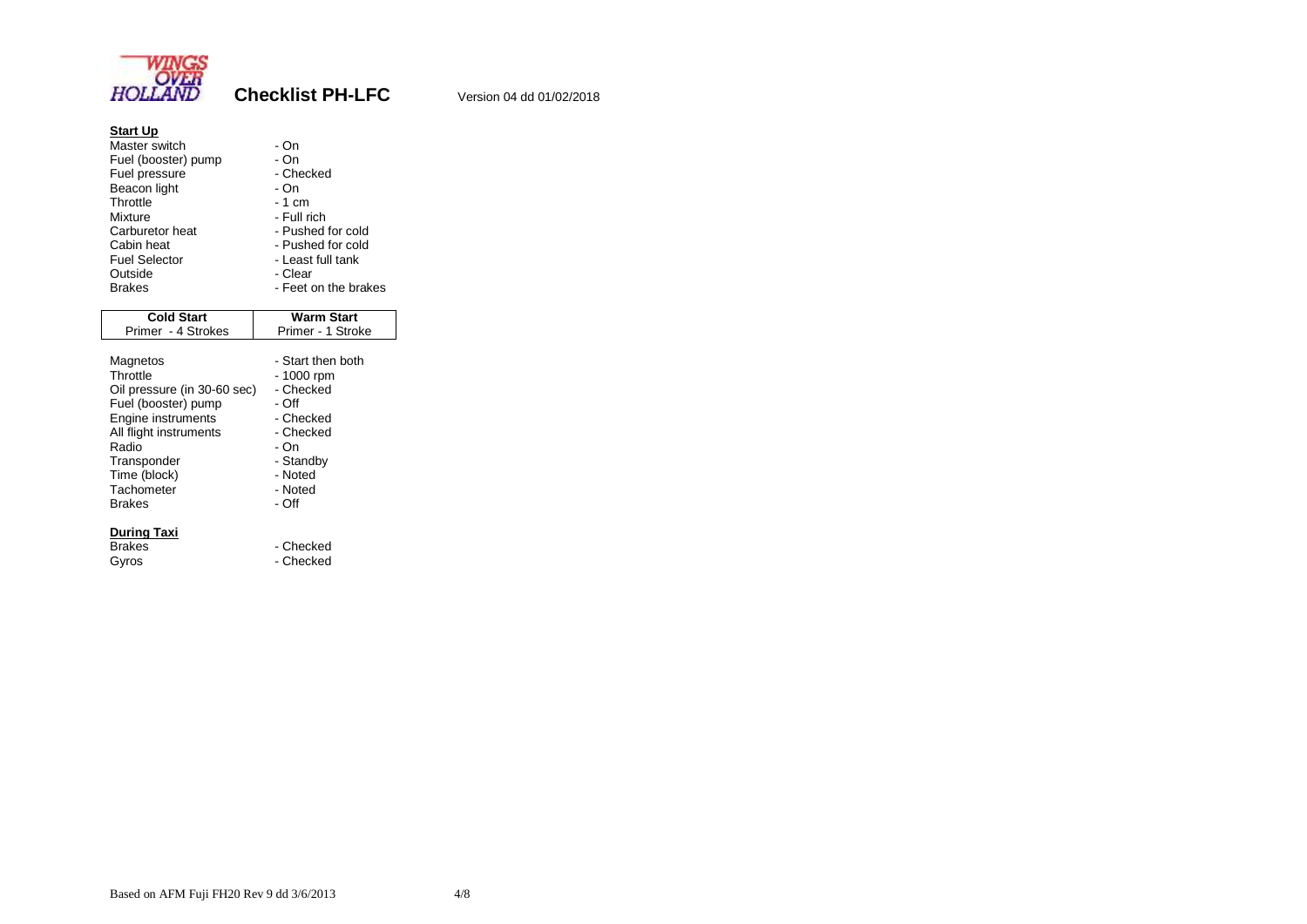# Checklist PH-LFC

Version 04 dd 01/02/2018

**Start Up**

| | |
|---|---|
| Master switch | - On |
| Fuel (booster) pump | - On |
| Fuel pressure | - Checked |
| Beacon light | - On |
| Throttle | - 1 cm |
| Mixture | - Full rich |
| Carburetor heat | - Pushed for cold |
| Cabin heat | - Pushed for cold |
| Fuel Selector | - Least full tank |
| Outside | - Clear |
| Brakes | - Feet on the brakes |

| **Cold Start** | **Warm Start** |
|---|---|
| Primer - 4 Strokes | Primer - 1 Stroke |

| | |
|---|---|
| Magnetos | - Start then both |
| Throttle | - 1000 rpm |
| Oil pressure (in 30-60 sec) | - Checked |
| Fuel (booster) pump | - Off |
| Engine instruments | - Checked |
| All flight instruments | - Checked |
| Radio | - On |
| Transponder | - Standby |
| Time (block) | - Noted |
| Tachometer | - Noted |
| Brakes | - Off |

**During Taxi**

| | |
|---|---|
| Brakes | - Checked |
| Gyros | - Checked |

Based on AFM Fuji FH20 Rev 9 dd 3/6/2013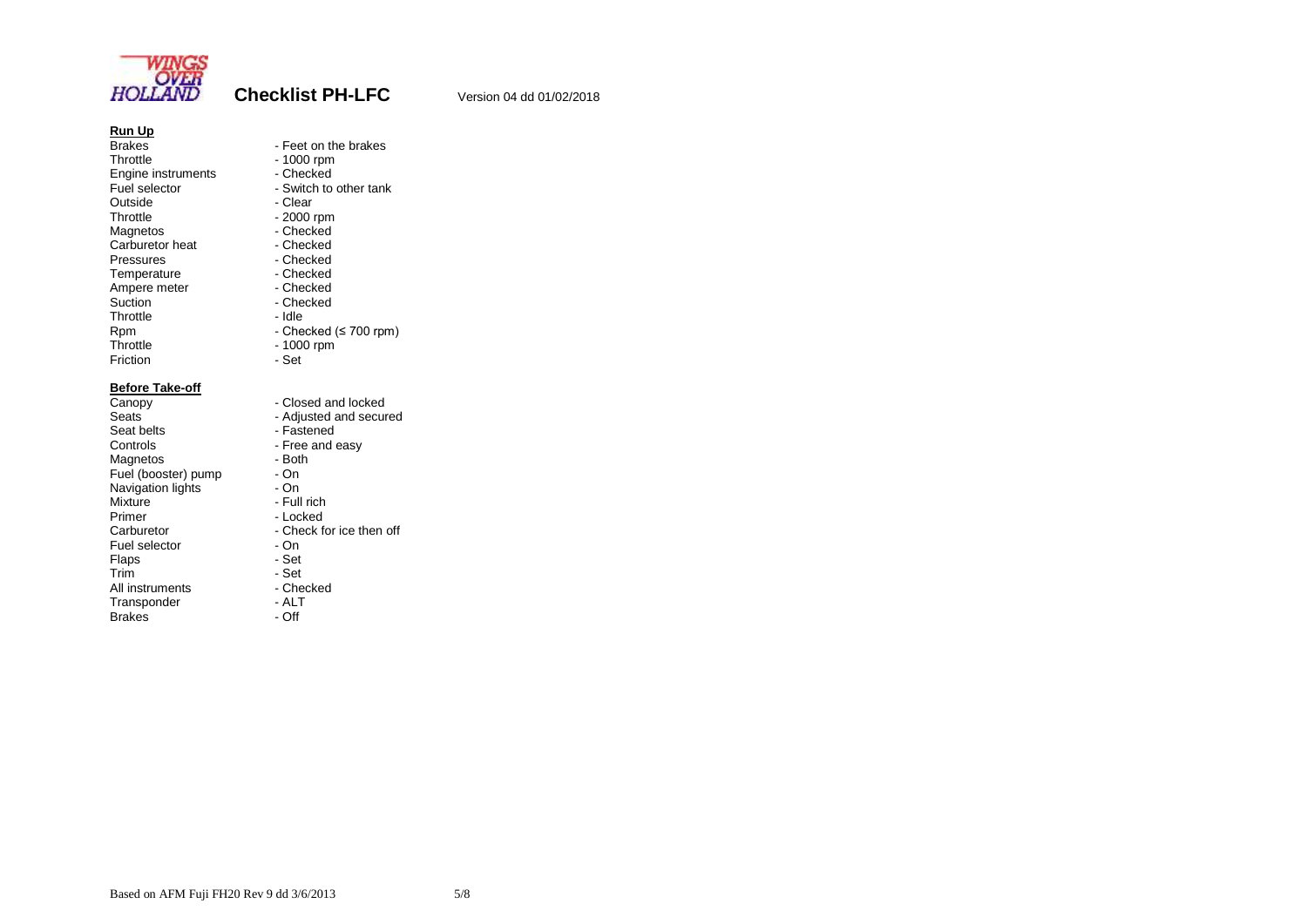# Checklist PH-LFC

Version 04 dd 01/02/2018

**Run Up**

| | |
|---|---|
| Brakes | - Feet on the brakes |
| Throttle | - 1000 rpm |
| Engine instruments | - Checked |
| Fuel selector | - Switch to other tank |
| Outside | - Clear |
| Throttle | - 2000 rpm |
| Magnetos | - Checked |
| Carburetor heat | - Checked |
| Pressures | - Checked |
| Temperature | - Checked |
| Ampere meter | - Checked |
| Suction | - Checked |
| Throttle | - Idle |
| Rpm | - Checked (≤ 700 rpm) |
| Throttle | - 1000 rpm |
| Friction | - Set |

**Before Take-off**

| | |
|---|---|
| Canopy | - Closed and locked |
| Seats | - Adjusted and secured |
| Seat belts | - Fastened |
| Controls | - Free and easy |
| Magnetos | - Both |
| Fuel (booster) pump | - On |
| Navigation lights | - On |
| Mixture | - Full rich |
| Primer | - Locked |
| Carburetor | - Check for ice then off |
| Fuel selector | - On |
| Flaps | - Set |
| Trim | - Set |
| All instruments | - Checked |
| Transponder | - ALT |
| Brakes | - Off |

Based on AFM Fuji FH20 Rev 9 dd 3/6/2013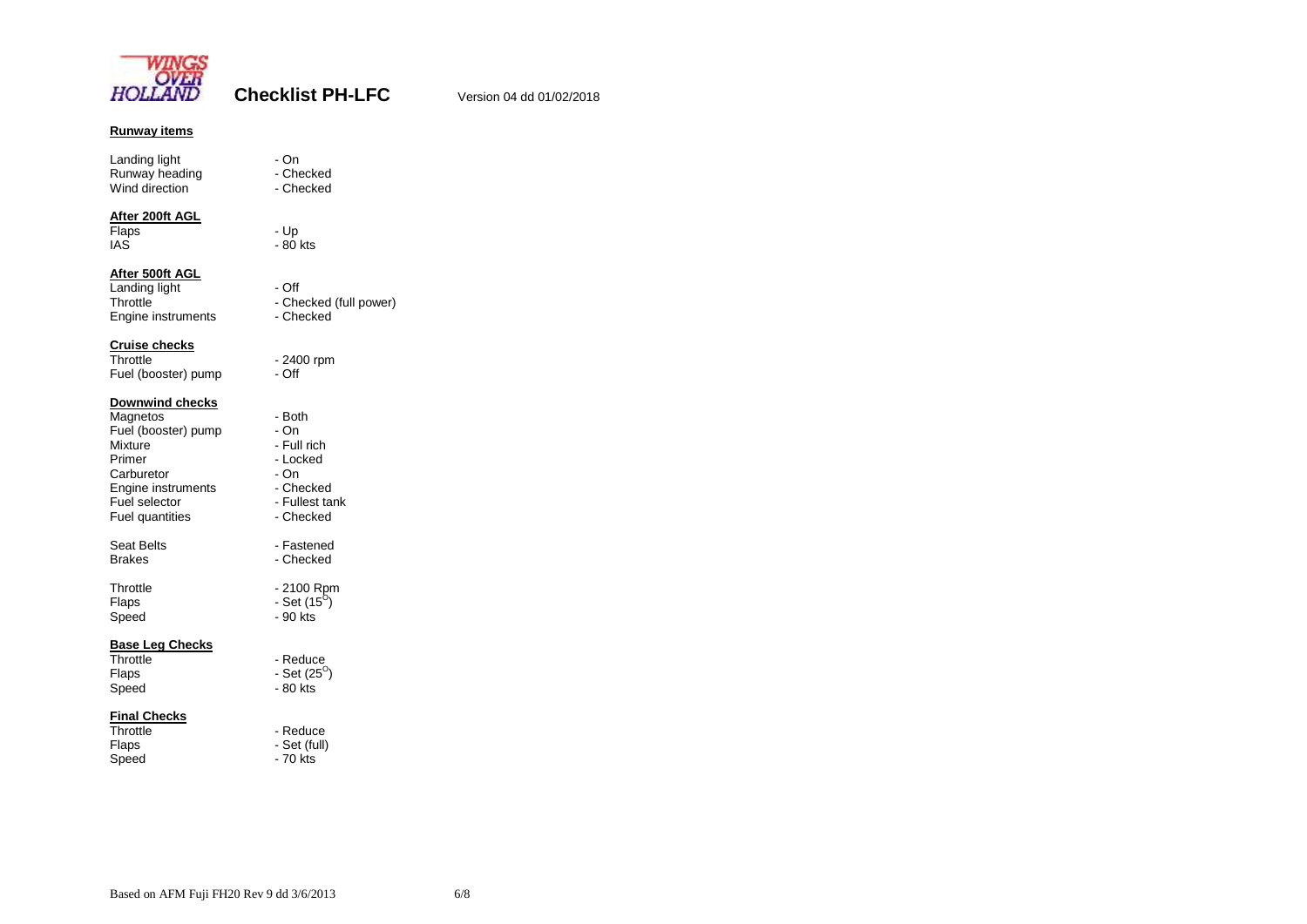**Checklist PH-LFC** Version 04 dd 01/02/2018

**Runway items**

| | |
|---|---|
| Landing light | - On |
| Runway heading | - Checked |
| Wind direction | - Checked |

**After 200ft AGL**

| | |
|---|---|
| Flaps | - Up |
| IAS | - 80 kts |

**After 500ft AGL**

| | |
|---|---|
| Landing light | - Off |
| Throttle | - Checked (full power) |
| Engine instruments | - Checked |

**Cruise checks**

| | |
|---|---|
| Throttle | - 2400 rpm |
| Fuel (booster) pump | - Off |

**Downwind checks**

| | |
|---|---|
| Magnetos | - Both |
| Fuel (booster) pump | - On |
| Mixture | - Full rich |
| Primer | - Locked |
| Carburetor | - On |
| Engine instruments | - Checked |
| Fuel selector | - Fullest tank |
| Fuel quantities | - Checked |
| Seat Belts | - Fastened |
| Brakes | - Checked |
| Throttle | - 2100 Rpm |
| Flaps | - Set (15°) |
| Speed | - 90 kts |

**Base Leg Checks**

| | |
|---|---|
| Throttle | - Reduce |
| Flaps | - Set (25°) |
| Speed | - 80 kts |

**Final Checks**

| | |
|---|---|
| Throttle | - Reduce |
| Flaps | - Set (full) |
| Speed | - 70 kts |

Based on AFM Fuji FH20 Rev 9 dd 3/6/2013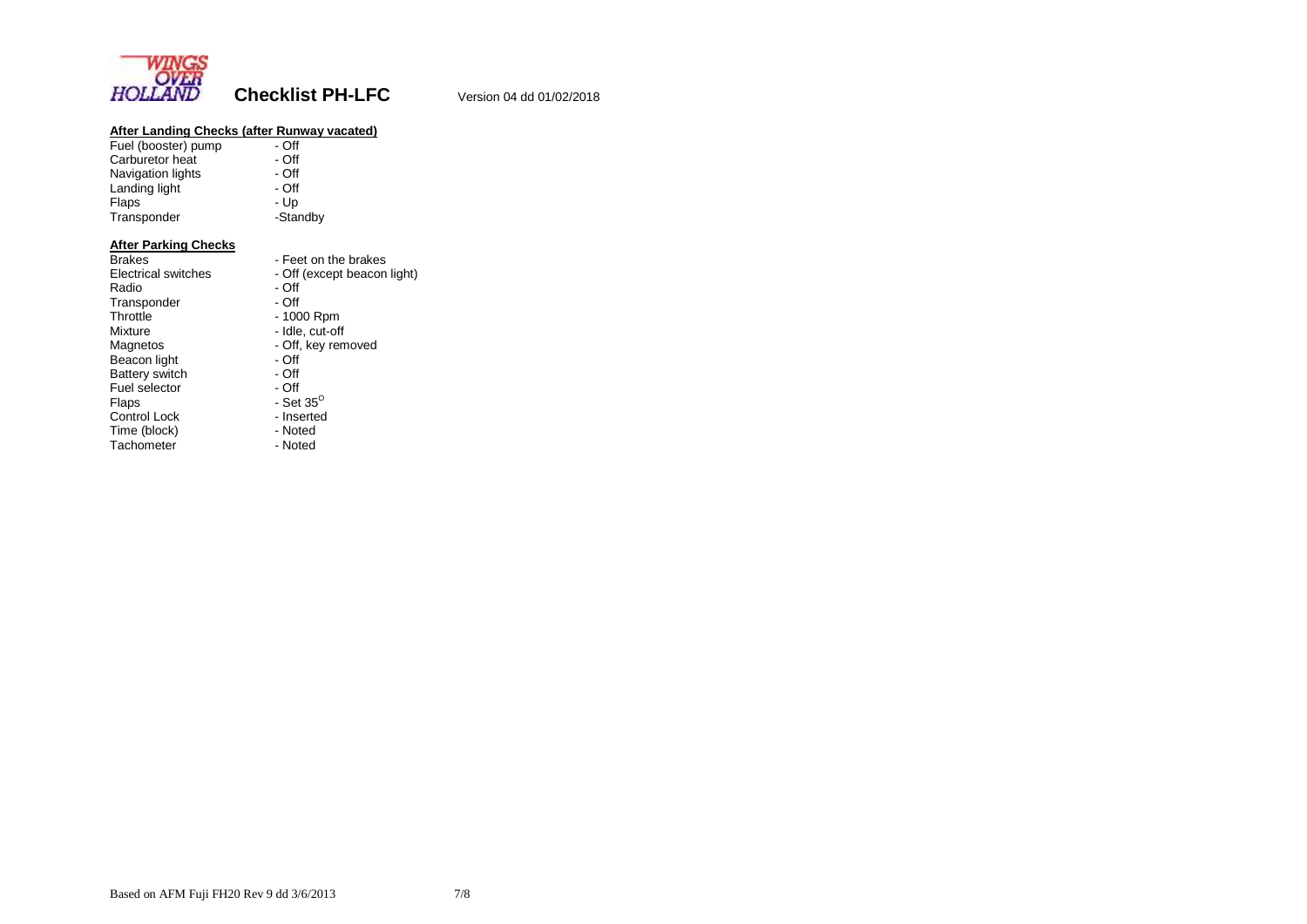**Checklist PH-LFC** Version 04 dd 01/02/2018

**After Landing Checks (after Runway vacated)**

| | |
|---|---|
| Fuel (booster) pump | - Off |
| Carburetor heat | - Off |
| Navigation lights | - Off |
| Landing light | - Off |
| Flaps | - Up |
| Transponder | -Standby |

**After Parking Checks**

| | |
|---|---|
| Brakes | - Feet on the brakes |
| Electrical switches | - Off (except beacon light) |
| Radio | - Off |
| Transponder | - Off |
| Throttle | - 1000 Rpm |
| Mixture | - Idle, cut-off |
| Magnetos | - Off, key removed |
| Beacon light | - Off |
| Battery switch | - Off |
| Fuel selector | - Off |
| Flaps | - Set 35° |
| Control Lock | - Inserted |
| Time (block) | - Noted |
| Tachometer | - Noted |

Based on AFM Fuji FH20 Rev 9 dd 3/6/2013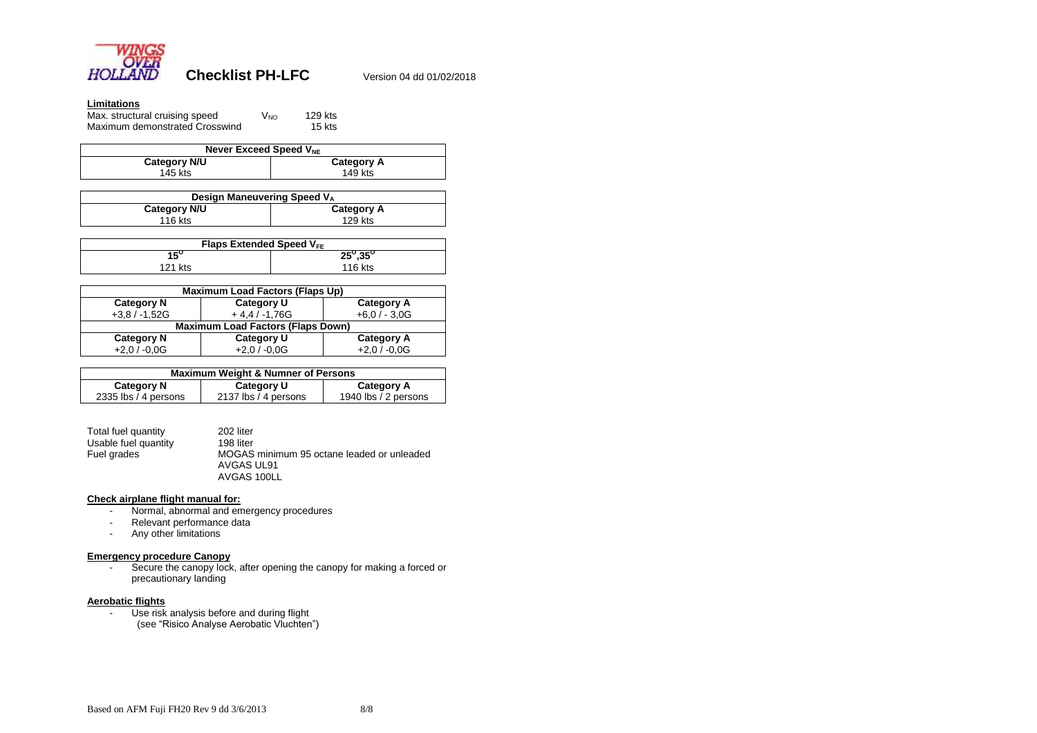WINGS OVER HOLLAND

# Checklist PH-LFC

Version 04 dd 01/02/2018

**Limitations**

| | | |
|---|---|---|
| Max. structural cruising speed | $V_{NO}$ | 129 kts |
| Maximum demonstrated Crosswind | | 15 kts |

| Never Exceed Speed $V_{NE}$ | |
|---|---|
| Category N/U | Category A |
| 145 kts | 149 kts |

| Design Maneuvering Speed $V_A$ | |
|---|---|
| Category N/U | Category A |
| 116 kts | 129 kts |

| Flaps Extended Speed $V_{FE}$ | |
|---|---|
| $15^0$ | $25^0$,$35^0$ |
| 121 kts | 116 kts |

| Maximum Load Factors (Flaps Up) | | |
|---|---|---|
| Category N | Category U | Category A |
| +3,8 / -1,52G | + 4,4 / -1,76G | +6,0 / - 3,0G |
| **Maximum Load Factors (Flaps Down)** | | |
| Category N | Category U | Category A |
| +2,0 / -0,0G | +2,0 / -0,0G | +2,0 / -0,0G |

| Maximum Weight & Numner of Persons | | |
|---|---|---|
| Category N | Category U | Category A |
| 2335 lbs / 4 persons | 2137 lbs / 4 persons | 1940 lbs / 2 persons |

| | |
|---|---|
| Total fuel quantity | 202 liter |
| Usable fuel quantity | 198 liter |
| Fuel grades | MOGAS minimum 95 octane leaded or unleaded<br>AVGAS UL91<br>AVGAS 100LL |

**Check airplane flight manual for:**

- Normal, abnormal and emergency procedures
- Relevant performance data
- Any other limitations

**Emergency procedure Canopy**

- Secure the canopy lock, after opening the canopy for making a forced or precautionary landing

**Aerobatic flights**

- Use risk analysis before and during flight (see "Risico Analyse Aerobatic Vluchten")

Based on AFM Fuji FH20 Rev 9 dd 3/6/2013